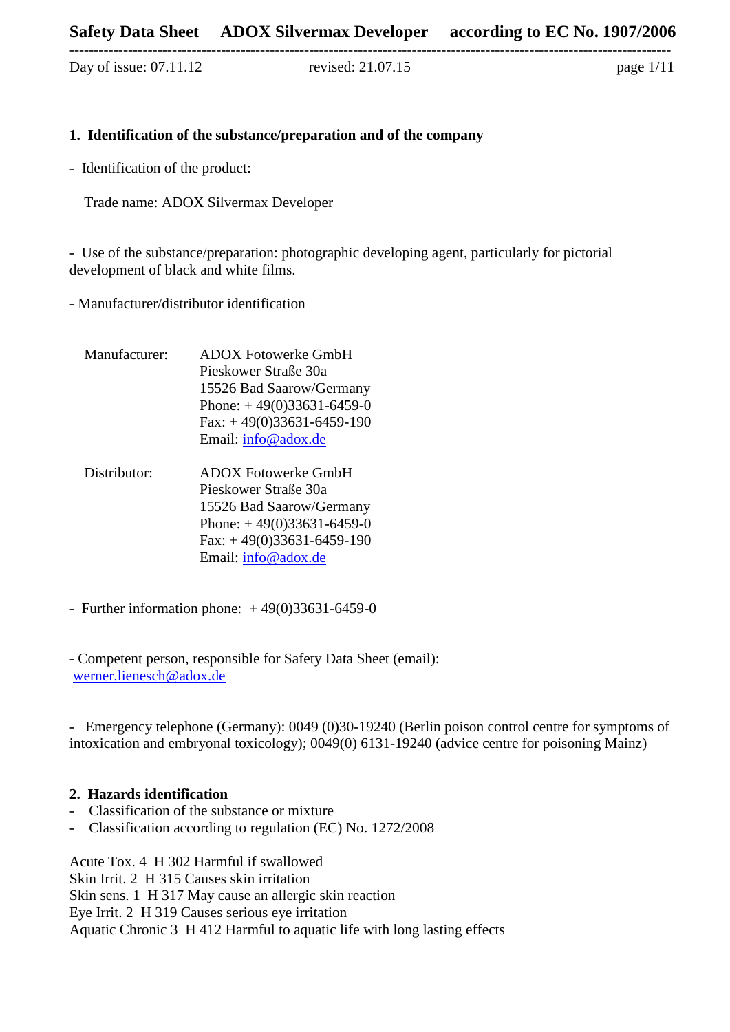## 1. Identification of the substance/preparation and of the company

- Identification of the product:

  Trade name: ADOX Silvermax Developer

- Use of the substance/preparation: photographic developing agent, particularly for pictorial development of black and white films.

- Manufacturer/distributor identification

| | |
|---|---|
| Manufacturer: | ADOX Fotowerke GmbH<br>Pieskower Straße 30a<br>15526 Bad Saarow/Germany<br>Phone: + 49(0)33631-6459-0<br>Fax: + 49(0)33631-6459-190<br>Email: info@adox.de |
| Distributor: | ADOX Fotowerke GmbH<br>Pieskower Straße 30a<br>15526 Bad Saarow/Germany<br>Phone: + 49(0)33631-6459-0<br>Fax: + 49(0)33631-6459-190<br>Email: info@adox.de |

- Further information phone: + 49(0)33631-6459-0

- Competent person, responsible for Safety Data Sheet (email):
  werner.lienesch@adox.de

- Emergency telephone (Germany): 0049 (0)30-19240 (Berlin poison control centre for symptoms of intoxication and embryonal toxicology); 0049(0) 6131-19240 (advice centre for poisoning Mainz)

## 2. Hazards identification

- Classification of the substance or mixture
- Classification according to regulation (EC) No. 1272/2008

Acute Tox. 4 H 302 Harmful if swallowed
Skin Irrit. 2 H 315 Causes skin irritation
Skin sens. 1 H 317 May cause an allergic skin reaction
Eye Irrit. 2 H 319 Causes serious eye irritation
Aquatic Chronic 3 H 412 Harmful to aquatic life with long lasting effects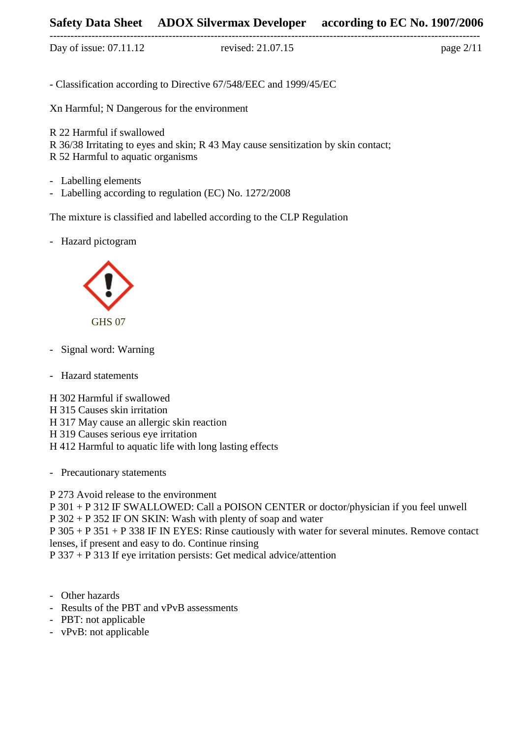- Classification according to Directive 67/548/EEC and 1999/45/EC

Xn Harmful; N Dangerous for the environment

R 22 Harmful if swallowed
R 36/38 Irritating to eyes and skin; R 43 May cause sensitization by skin contact;
R 52 Harmful to aquatic organisms

- Labelling elements
- Labelling according to regulation (EC) No. 1272/2008

The mixture is classified and labelled according to the CLP Regulation

- Hazard pictogram

GHS 07

- Signal word: Warning

- Hazard statements

H 302 Harmful if swallowed
H 315 Causes skin irritation
H 317 May cause an allergic skin reaction
H 319 Causes serious eye irritation
H 412 Harmful to aquatic life with long lasting effects

- Precautionary statements

P 273 Avoid release to the environment
P 301 + P 312 IF SWALLOWED: Call a POISON CENTER or doctor/physician if you feel unwell
P 302 + P 352 IF ON SKIN: Wash with plenty of soap and water
P 305 + P 351 + P 338 IF IN EYES: Rinse cautiously with water for several minutes. Remove contact lenses, if present and easy to do. Continue rinsing
P 337 + P 313 If eye irritation persists: Get medical advice/attention

- Other hazards
- Results of the PBT and vPvB assessments
- PBT: not applicable
- vPvB: not applicable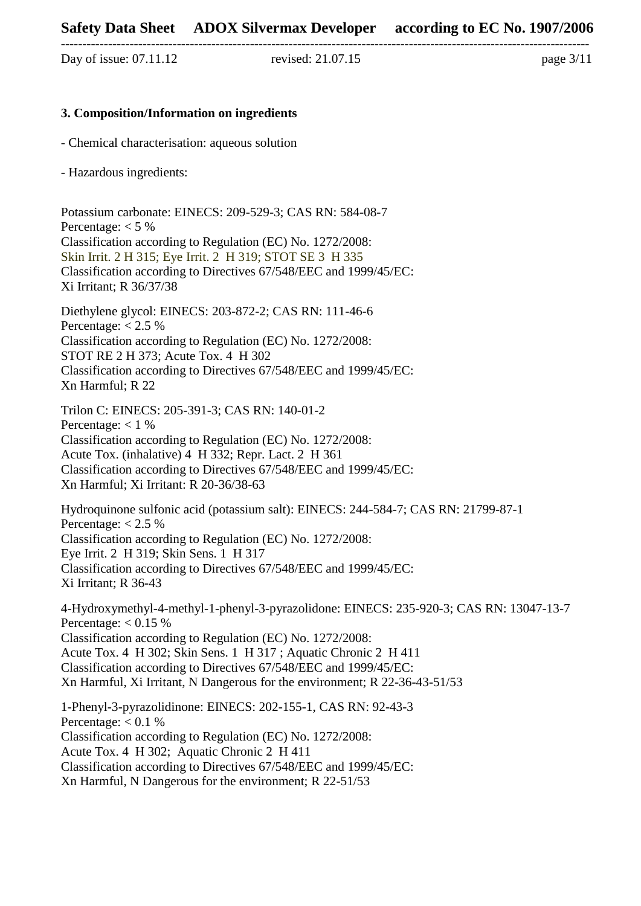## 3. Composition/Information on ingredients

- Chemical characterisation: aqueous solution

- Hazardous ingredients:

Potassium carbonate: EINECS: 209-529-3; CAS RN: 584-08-7
Percentage: < 5 %
Classification according to Regulation (EC) No. 1272/2008:
Skin Irrit. 2 H 315; Eye Irrit. 2 H 319; STOT SE 3 H 335
Classification according to Directives 67/548/EEC and 1999/45/EC:
Xi Irritant; R 36/37/38

Diethylene glycol: EINECS: 203-872-2; CAS RN: 111-46-6
Percentage: < 2.5 %
Classification according to Regulation (EC) No. 1272/2008:
STOT RE 2 H 373; Acute Tox. 4 H 302
Classification according to Directives 67/548/EEC and 1999/45/EC:
Xn Harmful; R 22

Trilon C: EINECS: 205-391-3; CAS RN: 140-01-2
Percentage: < 1 %
Classification according to Regulation (EC) No. 1272/2008:
Acute Tox. (inhalative) 4 H 332; Repr. Lact. 2 H 361
Classification according to Directives 67/548/EEC and 1999/45/EC:
Xn Harmful; Xi Irritant: R 20-36/38-63

Hydroquinone sulfonic acid (potassium salt): EINECS: 244-584-7; CAS RN: 21799-87-1
Percentage: < 2.5 %
Classification according to Regulation (EC) No. 1272/2008:
Eye Irrit. 2 H 319; Skin Sens. 1 H 317
Classification according to Directives 67/548/EEC and 1999/45/EC:
Xi Irritant; R 36-43

4-Hydroxymethyl-4-methyl-1-phenyl-3-pyrazolidone: EINECS: 235-920-3; CAS RN: 13047-13-7
Percentage: < 0.15 %
Classification according to Regulation (EC) No. 1272/2008:
Acute Tox. 4 H 302; Skin Sens. 1 H 317 ; Aquatic Chronic 2 H 411
Classification according to Directives 67/548/EEC and 1999/45/EC:
Xn Harmful, Xi Irritant, N Dangerous for the environment; R 22-36-43-51/53

1-Phenyl-3-pyrazolidinone: EINECS: 202-155-1, CAS RN: 92-43-3
Percentage: < 0.1 %
Classification according to Regulation (EC) No. 1272/2008:
Acute Tox. 4 H 302; Aquatic Chronic 2 H 411
Classification according to Directives 67/548/EEC and 1999/45/EC:
Xn Harmful, N Dangerous for the environment; R 22-51/53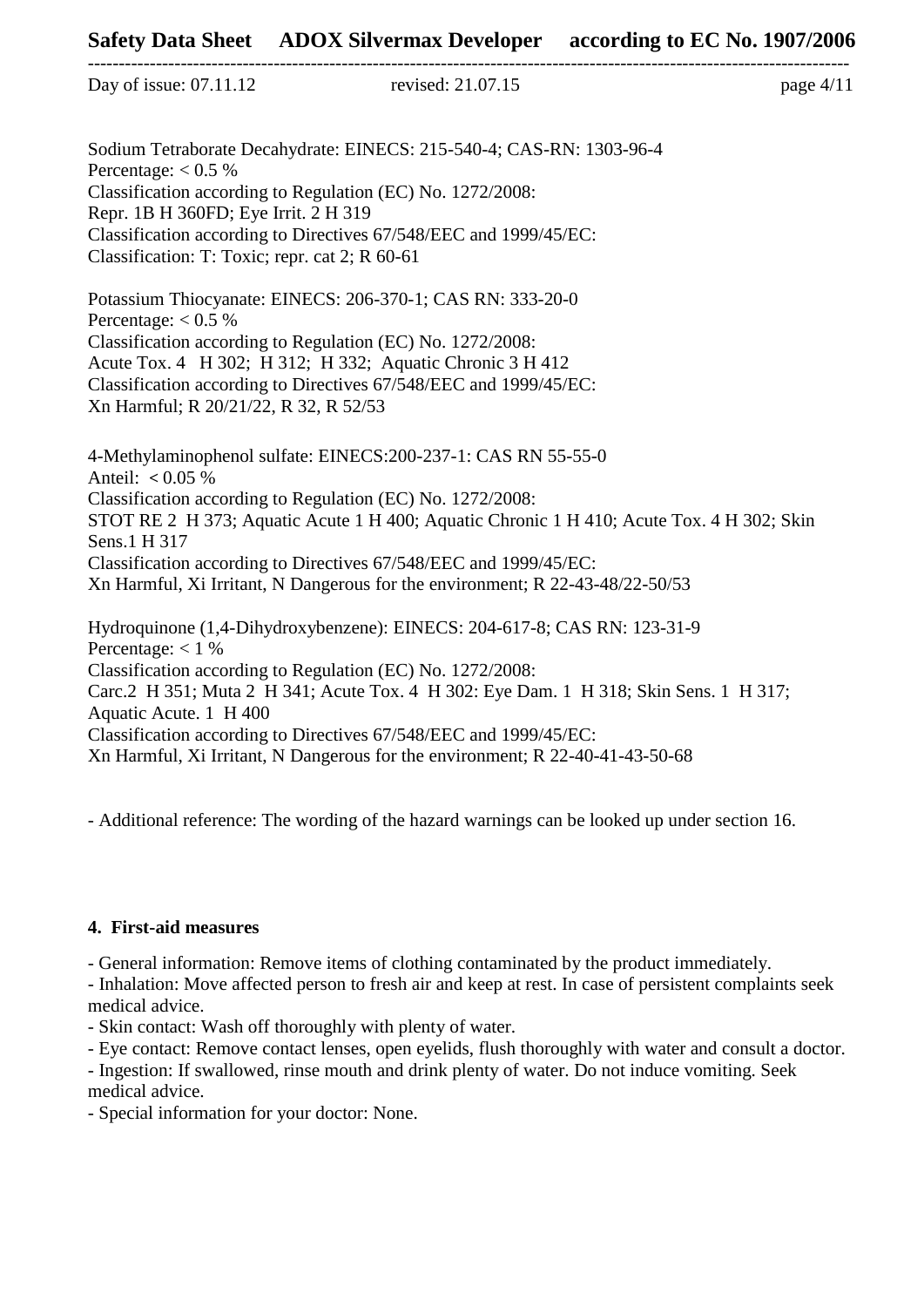Sodium Tetraborate Decahydrate: EINECS: 215-540-4; CAS-RN: 1303-96-4
Percentage: < 0.5 %
Classification according to Regulation (EC) No. 1272/2008:
Repr. 1B H 360FD; Eye Irrit. 2 H 319
Classification according to Directives 67/548/EEC and 1999/45/EC:
Classification: T: Toxic; repr. cat 2; R 60-61

Potassium Thiocyanate: EINECS: 206-370-1; CAS RN: 333-20-0
Percentage: < 0.5 %
Classification according to Regulation (EC) No. 1272/2008:
Acute Tox. 4 H 302; H 312; H 332; Aquatic Chronic 3 H 412
Classification according to Directives 67/548/EEC and 1999/45/EC:
Xn Harmful; R 20/21/22, R 32, R 52/53

4-Methylaminophenol sulfate: EINECS:200-237-1: CAS RN 55-55-0
Anteil: < 0.05 %
Classification according to Regulation (EC) No. 1272/2008:
STOT RE 2 H 373; Aquatic Acute 1 H 400; Aquatic Chronic 1 H 410; Acute Tox. 4 H 302; Skin Sens.1 H 317
Classification according to Directives 67/548/EEC and 1999/45/EC:
Xn Harmful, Xi Irritant, N Dangerous for the environment; R 22-43-48/22-50/53

Hydroquinone (1,4-Dihydroxybenzene): EINECS: 204-617-8; CAS RN: 123-31-9
Percentage: < 1 %
Classification according to Regulation (EC) No. 1272/2008:
Carc.2 H 351; Muta 2 H 341; Acute Tox. 4 H 302: Eye Dam. 1 H 318; Skin Sens. 1 H 317; Aquatic Acute. 1 H 400
Classification according to Directives 67/548/EEC and 1999/45/EC:
Xn Harmful, Xi Irritant, N Dangerous for the environment; R 22-40-41-43-50-68

- Additional reference: The wording of the hazard warnings can be looked up under section 16.

## 4. First-aid measures

- General information: Remove items of clothing contaminated by the product immediately.
- Inhalation: Move affected person to fresh air and keep at rest. In case of persistent complaints seek medical advice.
- Skin contact: Wash off thoroughly with plenty of water.
- Eye contact: Remove contact lenses, open eyelids, flush thoroughly with water and consult a doctor.
- Ingestion: If swallowed, rinse mouth and drink plenty of water. Do not induce vomiting. Seek medical advice.
- Special information for your doctor: None.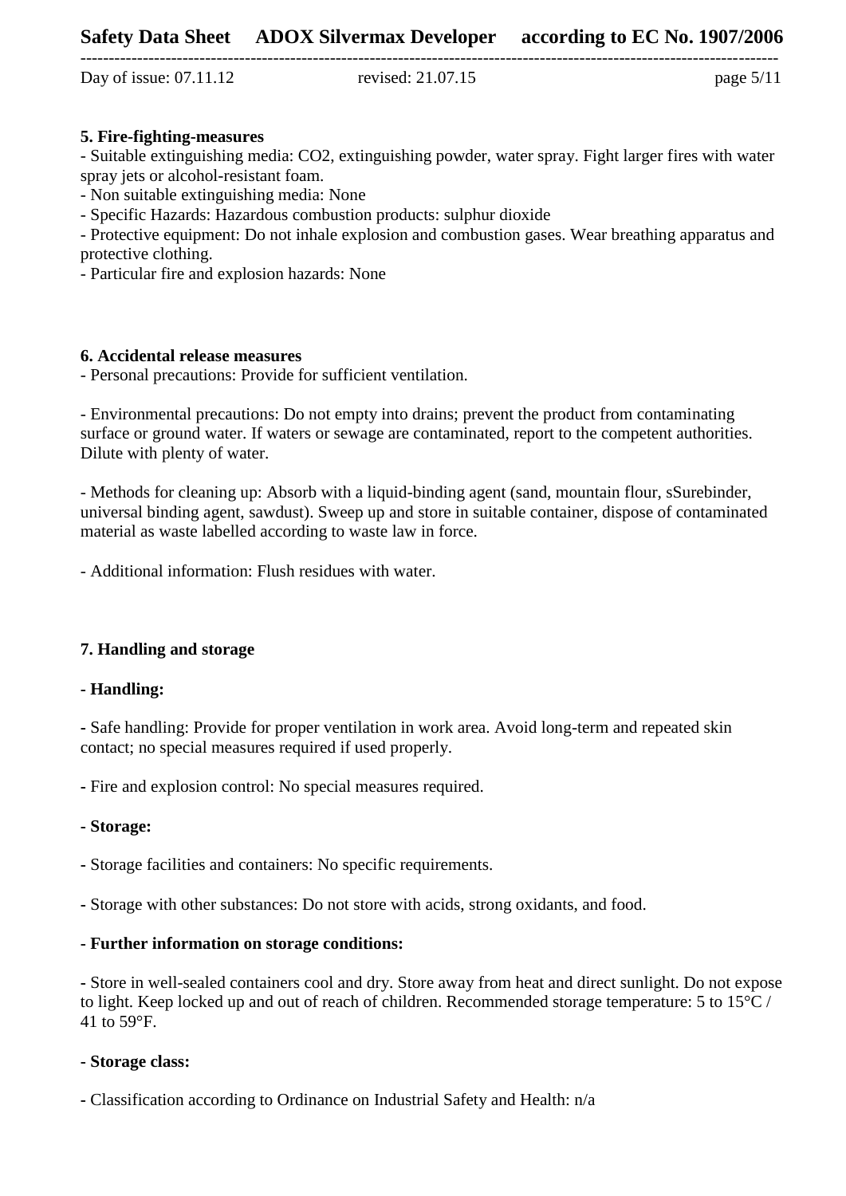## 5. Fire-fighting-measures

- Suitable extinguishing media: $CO_2$, extinguishing powder, water spray. Fight larger fires with water spray jets or alcohol-resistant foam.
- Non suitable extinguishing media: None
- Specific Hazards: Hazardous combustion products: sulphur dioxide
- Protective equipment: Do not inhale explosion and combustion gases. Wear breathing apparatus and protective clothing.
- Particular fire and explosion hazards: None

## 6. Accidental release measures

- Personal precautions: Provide for sufficient ventilation.

- Environmental precautions: Do not empty into drains; prevent the product from contaminating surface or ground water. If waters or sewage are contaminated, report to the competent authorities. Dilute with plenty of water.

- Methods for cleaning up: Absorb with a liquid-binding agent (sand, mountain flour, sSurebinder, universal binding agent, sawdust). Sweep up and store in suitable container, dispose of contaminated material as waste labelled according to waste law in force.

- Additional information: Flush residues with water.

## 7. Handling and storage

**- Handling:**

- Safe handling: Provide for proper ventilation in work area. Avoid long-term and repeated skin contact; no special measures required if used properly.

- Fire and explosion control: No special measures required.

**- Storage:**

- Storage facilities and containers: No specific requirements.

- Storage with other substances: Do not store with acids, strong oxidants, and food.

**- Further information on storage conditions:**

- Store in well-sealed containers cool and dry. Store away from heat and direct sunlight. Do not expose to light. Keep locked up and out of reach of children. Recommended storage temperature: 5 to 15°C / 41 to 59°F.

**- Storage class:**

- Classification according to Ordinance on Industrial Safety and Health: n/a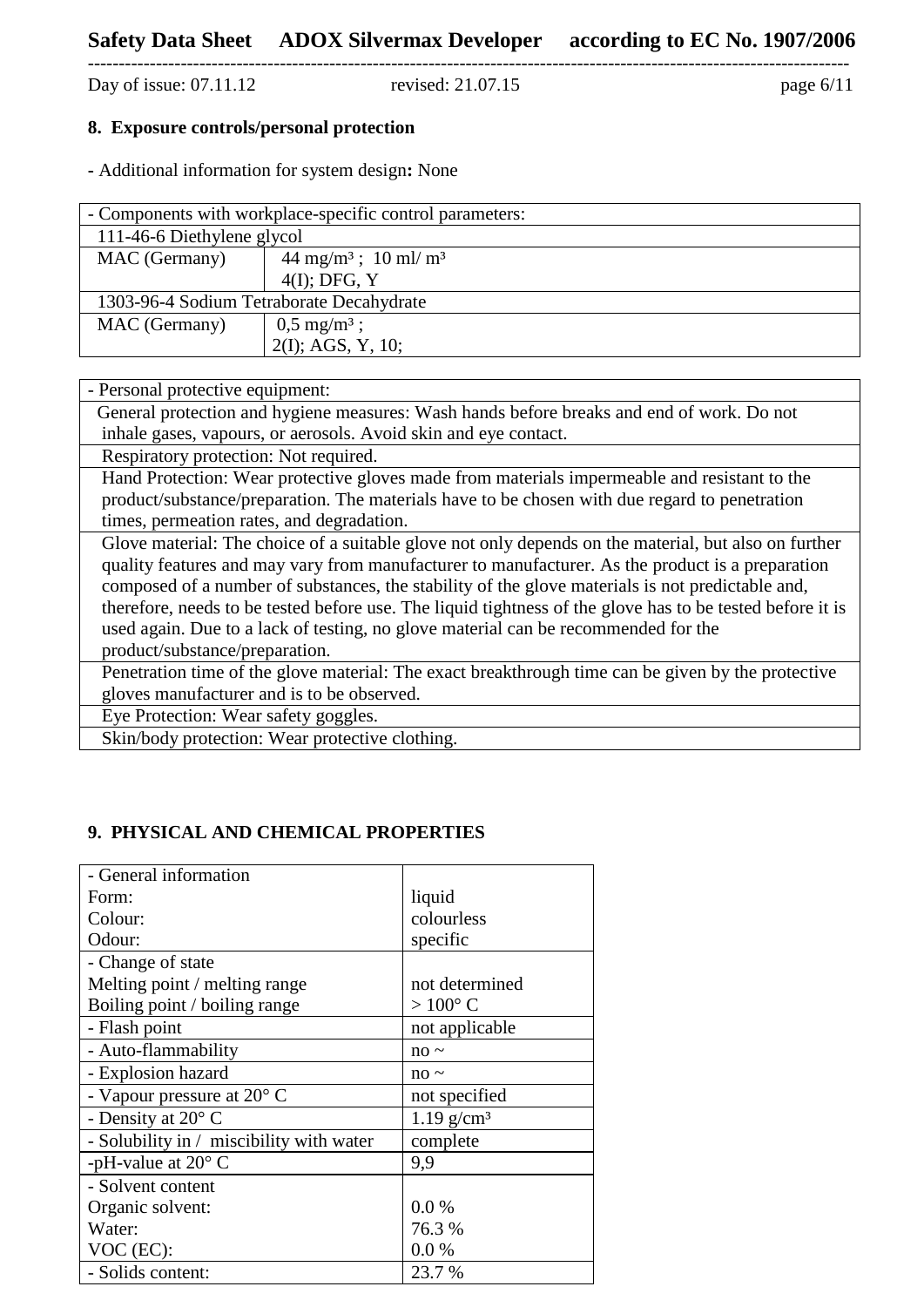## 8. Exposure controls/personal protection

**-** Additional information for system design**:** None

| - Components with workplace-specific control parameters: | |
|---|---|
| 111-46-6 Diethylene glycol | |
| MAC (Germany) | 44 mg/m³ ; 10 ml/ m³<br>4(I); DFG, Y |
| 1303-96-4 Sodium Tetraborate Decahydrate | |
| MAC (Germany) | 0,5 mg/m³ ;<br>2(I); AGS, Y, 10; |

| - Personal protective equipment: |
|---|
| General protection and hygiene measures: Wash hands before breaks and end of work. Do not inhale gases, vapours, or aerosols. Avoid skin and eye contact. |
| Respiratory protection: Not required. |
| Hand Protection: Wear protective gloves made from materials impermeable and resistant to the product/substance/preparation. The materials have to be chosen with due regard to penetration times, permeation rates, and degradation. |
| Glove material: The choice of a suitable glove not only depends on the material, but also on further quality features and may vary from manufacturer to manufacturer. As the product is a preparation composed of a number of substances, the stability of the glove materials is not predictable and, therefore, needs to be tested before use. The liquid tightness of the glove has to be tested before it is used again. Due to a lack of testing, no glove material can be recommended for the product/substance/preparation. |
| Penetration time of the glove material: The exact breakthrough time can be given by the protective gloves manufacturer and is to be observed. |
| Eye Protection: Wear safety goggles. |
| Skin/body protection: Wear protective clothing. |

## 9. PHYSICAL AND CHEMICAL PROPERTIES

| - General information | |
|---|---|
| Form: | liquid |
| Colour: | colourless |
| Odour: | specific |
| - Change of state | |
| Melting point / melting range | not determined |
| Boiling point / boiling range | > 100° C |
| - Flash point | not applicable |
| - Auto-flammability | no ~ |
| - Explosion hazard | no ~ |
| - Vapour pressure at 20° C | not specified |
| - Density at 20° C | 1.19 g/cm³ |
| - Solubility in / miscibility with water | complete |
| -pH-value at 20° C | 9,9 |
| - Solvent content | |
| Organic solvent: | 0.0 % |
| Water: | 76.3 % |
| VOC (EC): | 0.0 % |
| - Solids content: | 23.7 % |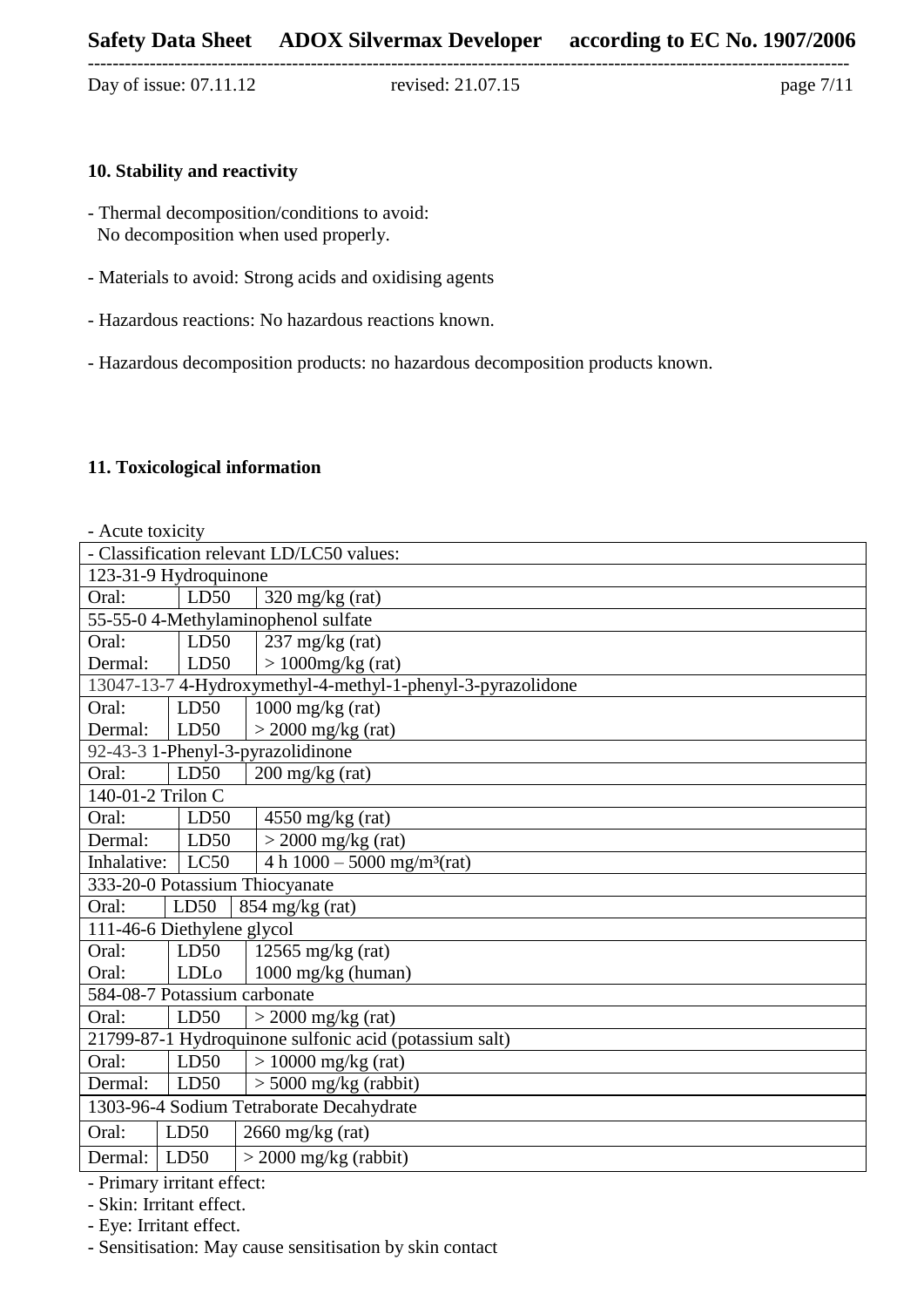## 10. Stability and reactivity

- Thermal decomposition/conditions to avoid:
  No decomposition when used properly.

- Materials to avoid: Strong acids and oxidising agents

- Hazardous reactions: No hazardous reactions known.

- Hazardous decomposition products: no hazardous decomposition products known.

## 11. Toxicological information

- Acute toxicity

| - Classification relevant LD/LC50 values: | | |
|---|---|---|
| 123-31-9 Hydroquinone | | |
| Oral: | LD50 | 320 mg/kg (rat) |
| 55-55-0 4-Methylaminophenol sulfate | | |
| Oral: | LD50 | 237 mg/kg (rat) |
| Dermal: | LD50 | > 1000mg/kg (rat) |
| 13047-13-7 4-Hydroxymethyl-4-methyl-1-phenyl-3-pyrazolidone | | |
| Oral: | LD50 | 1000 mg/kg (rat) |
| Dermal: | LD50 | > 2000 mg/kg (rat) |
| 92-43-3 1-Phenyl-3-pyrazolidinone | | |
| Oral: | LD50 | 200 mg/kg (rat) |
| 140-01-2 Trilon C | | |
| Oral: | LD50 | 4550 mg/kg (rat) |
| Dermal: | LD50 | > 2000 mg/kg (rat) |
| Inhalative: | LC50 | 4 h 1000 – 5000 mg/m³(rat) |
| 333-20-0 Potassium Thiocyanate | | |
| Oral: | LD50 | 854 mg/kg (rat) |
| 111-46-6 Diethylene glycol | | |
| Oral: | LD50 | 12565 mg/kg (rat) |
| Oral: | LDLo | 1000 mg/kg (human) |
| 584-08-7 Potassium carbonate | | |
| Oral: | LD50 | > 2000 mg/kg (rat) |
| 21799-87-1 Hydroquinone sulfonic acid (potassium salt) | | |
| Oral: | LD50 | > 10000 mg/kg (rat) |
| Dermal: | LD50 | > 5000 mg/kg (rabbit) |
| 1303-96-4 Sodium Tetraborate Decahydrate | | |
| Oral: | LD50 | 2660 mg/kg (rat) |
| Dermal: | LD50 | > 2000 mg/kg (rabbit) |

- Primary irritant effect:
- Skin: Irritant effect.
- Eye: Irritant effect.
- Sensitisation: May cause sensitisation by skin contact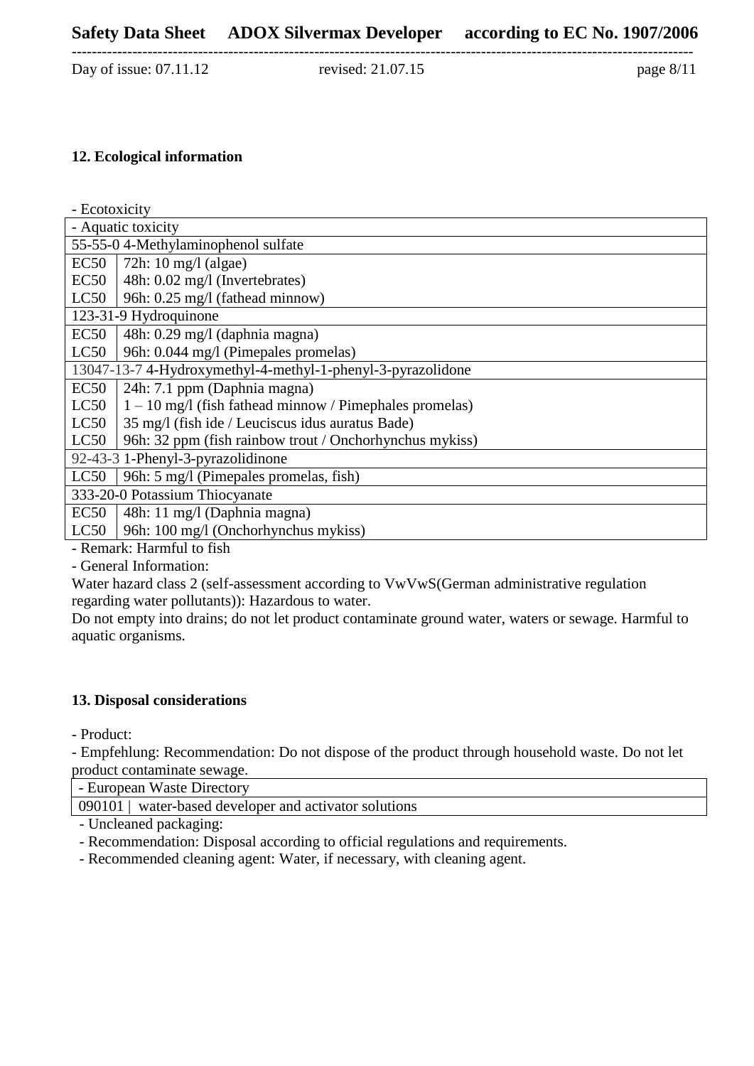## 12. Ecological information

- Ecotoxicity

| - Aquatic toxicity | |
|---|---|
| 55-55-0 4-Methylaminophenol sulfate | |
| EC50 | 72h: 10 mg/l (algae) |
| EC50 | 48h: 0.02 mg/l (Invertebrates) |
| LC50 | 96h: 0.25 mg/l (fathead minnow) |
| 123-31-9 Hydroquinone | |
| EC50 | 48h: 0.29 mg/l (daphnia magna) |
| LC50 | 96h: 0.044 mg/l (Pimepales promelas) |
| 13047-13-7 4-Hydroxymethyl-4-methyl-1-phenyl-3-pyrazolidone | |
| EC50 | 24h: 7.1 ppm (Daphnia magna) |
| LC50 | 1 – 10 mg/l (fish fathead minnow / Pimephales promelas) |
| LC50 | 35 mg/l (fish ide / Leuciscus idus auratus Bade) |
| LC50 | 96h: 32 ppm (fish rainbow trout / Onchorhynchus mykiss) |
| 92-43-3 1-Phenyl-3-pyrazolidinone | |
| LC50 | 96h: 5 mg/l (Pimepales promelas, fish) |
| 333-20-0 Potassium Thiocyanate | |
| EC50 | 48h: 11 mg/l (Daphnia magna) |
| LC50 | 96h: 100 mg/l (Onchorhynchus mykiss) |

- Remark: Harmful to fish

- General Information:

Water hazard class 2 (self-assessment according to VwVwS(German administrative regulation regarding water pollutants)): Hazardous to water.

Do not empty into drains; do not let product contaminate ground water, waters or sewage. Harmful to aquatic organisms.

## 13. Disposal considerations

- Product:

- Empfehlung: Recommendation: Do not dispose of the product through household waste. Do not let product contaminate sewage.

| - European Waste Directory |
|---|
| 090101 \| water-based developer and activator solutions |

- Uncleaned packaging:
- Recommendation: Disposal according to official regulations and requirements.
- Recommended cleaning agent: Water, if necessary, with cleaning agent.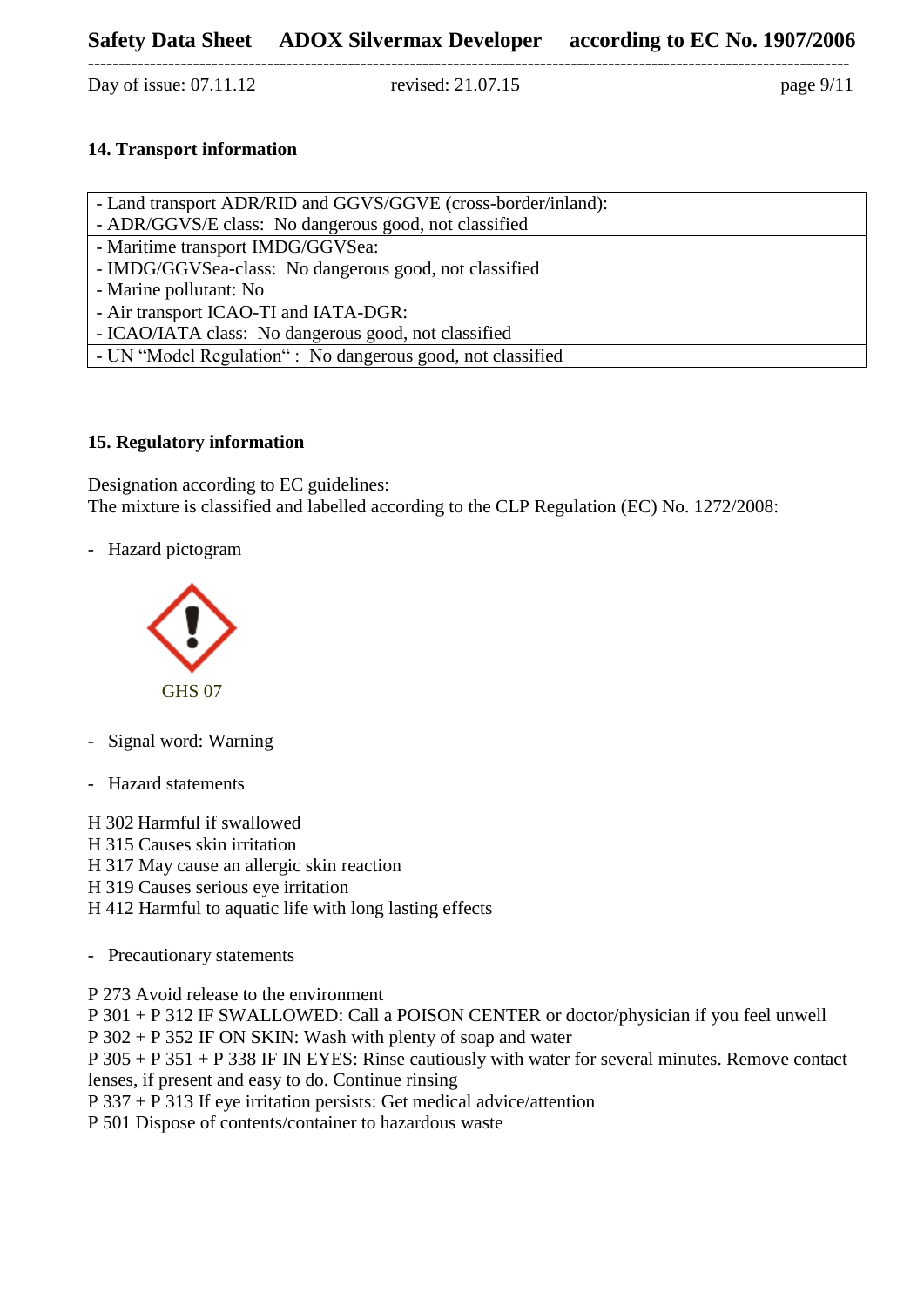## 14. Transport information

| - Land transport ADR/RID and GGVS/GGVE (cross-border/inland):<br>- ADR/GGVS/E class: No dangerous good, not classified |
|---|
| - Maritime transport IMDG/GGVSea:<br>- IMDG/GGVSea-class: No dangerous good, not classified<br>- Marine pollutant: No |
| - Air transport ICAO-TI and IATA-DGR:<br>- ICAO/IATA class: No dangerous good, not classified |
| - UN "Model Regulation" : No dangerous good, not classified |

## 15. Regulatory information

Designation according to EC guidelines:
The mixture is classified and labelled according to the CLP Regulation (EC) No. 1272/2008:

- Hazard pictogram

GHS 07

- Signal word: Warning

- Hazard statements

H 302 Harmful if swallowed
H 315 Causes skin irritation
H 317 May cause an allergic skin reaction
H 319 Causes serious eye irritation
H 412 Harmful to aquatic life with long lasting effects

- Precautionary statements

P 273 Avoid release to the environment
P 301 + P 312 IF SWALLOWED: Call a POISON CENTER or doctor/physician if you feel unwell
P 302 + P 352 IF ON SKIN: Wash with plenty of soap and water
P 305 + P 351 + P 338 IF IN EYES: Rinse cautiously with water for several minutes. Remove contact lenses, if present and easy to do. Continue rinsing
P 337 + P 313 If eye irritation persists: Get medical advice/attention
P 501 Dispose of contents/container to hazardous waste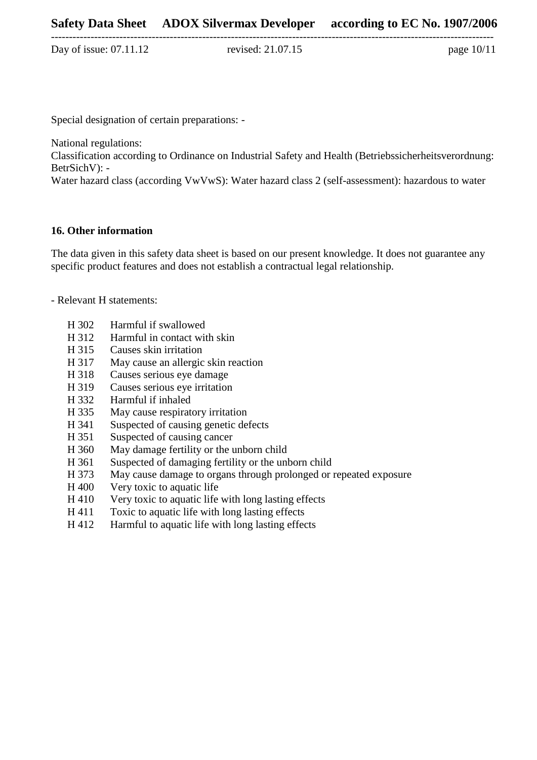Special designation of certain preparations: -

National regulations:
Classification according to Ordinance on Industrial Safety and Health (Betriebssicherheitsverordnung: BetrSichV): -
Water hazard class (according VwVwS): Water hazard class 2 (self-assessment): hazardous to water

## 16. Other information

The data given in this safety data sheet is based on our present knowledge. It does not guarantee any specific product features and does not establish a contractual legal relationship.

- Relevant H statements:

| | |
|---|---|
| H 302 | Harmful if swallowed |
| H 312 | Harmful in contact with skin |
| H 315 | Causes skin irritation |
| H 317 | May cause an allergic skin reaction |
| H 318 | Causes serious eye damage |
| H 319 | Causes serious eye irritation |
| H 332 | Harmful if inhaled |
| H 335 | May cause respiratory irritation |
| H 341 | Suspected of causing genetic defects |
| H 351 | Suspected of causing cancer |
| H 360 | May damage fertility or the unborn child |
| H 361 | Suspected of damaging fertility or the unborn child |
| H 373 | May cause damage to organs through prolonged or repeated exposure |
| H 400 | Very toxic to aquatic life |
| H 410 | Very toxic to aquatic life with long lasting effects |
| H 411 | Toxic to aquatic life with long lasting effects |
| H 412 | Harmful to aquatic life with long lasting effects |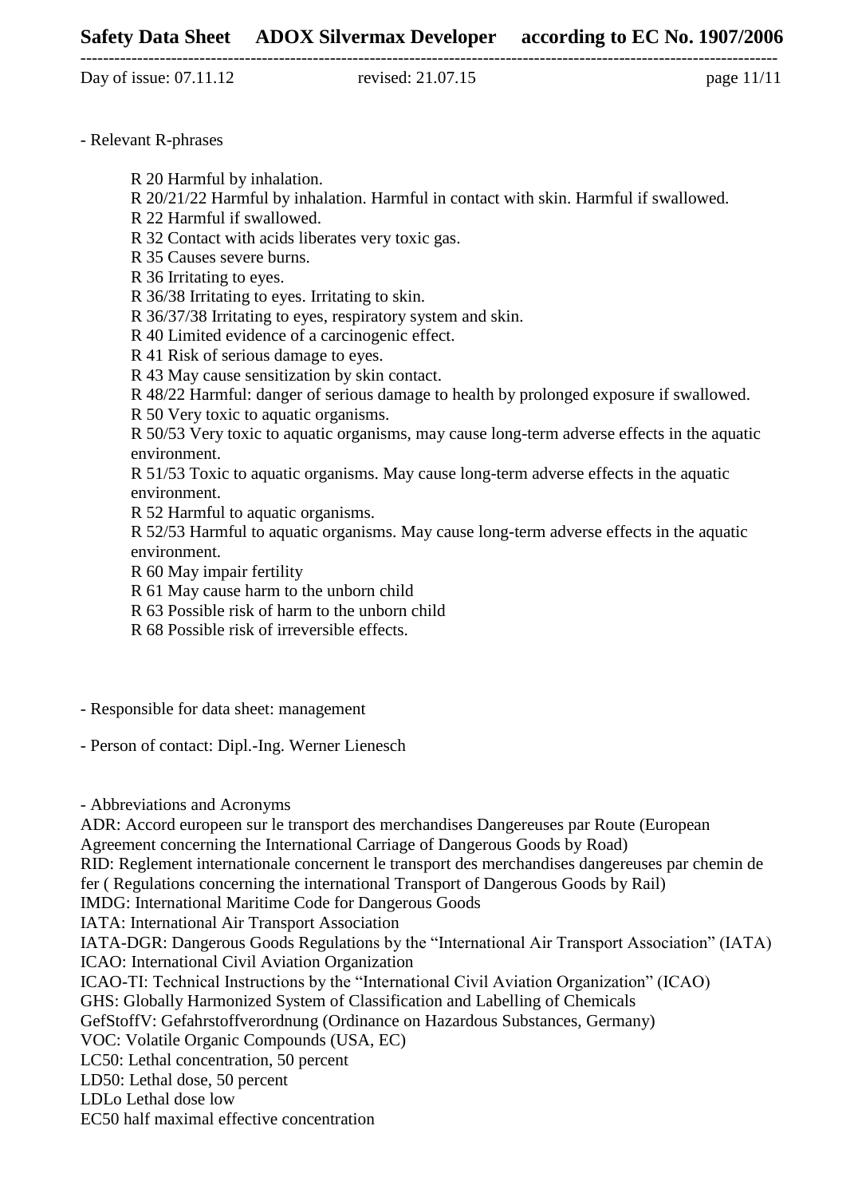- Relevant R-phrases

R 20 Harmful by inhalation.
R 20/21/22 Harmful by inhalation. Harmful in contact with skin. Harmful if swallowed.
R 22 Harmful if swallowed.
R 32 Contact with acids liberates very toxic gas.
R 35 Causes severe burns.
R 36 Irritating to eyes.
R 36/38 Irritating to eyes. Irritating to skin.
R 36/37/38 Irritating to eyes, respiratory system and skin.
R 40 Limited evidence of a carcinogenic effect.
R 41 Risk of serious damage to eyes.
R 43 May cause sensitization by skin contact.
R 48/22 Harmful: danger of serious damage to health by prolonged exposure if swallowed.
R 50 Very toxic to aquatic organisms.
R 50/53 Very toxic to aquatic organisms, may cause long-term adverse effects in the aquatic environment.
R 51/53 Toxic to aquatic organisms. May cause long-term adverse effects in the aquatic environment.
R 52 Harmful to aquatic organisms.
R 52/53 Harmful to aquatic organisms. May cause long-term adverse effects in the aquatic environment.
R 60 May impair fertility
R 61 May cause harm to the unborn child
R 63 Possible risk of harm to the unborn child
R 68 Possible risk of irreversible effects.

- Responsible for data sheet: management

- Person of contact: Dipl.-Ing. Werner Lienesch

- Abbreviations and Acronyms

ADR: Accord europeen sur le transport des merchandises Dangereuses par Route (European Agreement concerning the International Carriage of Dangerous Goods by Road)
RID: Reglement internationale concernent le transport des merchandises dangereuses par chemin de fer ( Regulations concerning the international Transport of Dangerous Goods by Rail)
IMDG: International Maritime Code for Dangerous Goods
IATA: International Air Transport Association
IATA-DGR: Dangerous Goods Regulations by the "International Air Transport Association" (IATA)
ICAO: International Civil Aviation Organization
ICAO-TI: Technical Instructions by the "International Civil Aviation Organization" (ICAO)
GHS: Globally Harmonized System of Classification and Labelling of Chemicals
GefStoffV: Gefahrstoffverordnung (Ordinance on Hazardous Substances, Germany)
VOC: Volatile Organic Compounds (USA, EC)
LC50: Lethal concentration, 50 percent
LD50: Lethal dose, 50 percent
LDLo Lethal dose low
EC50 half maximal effective concentration